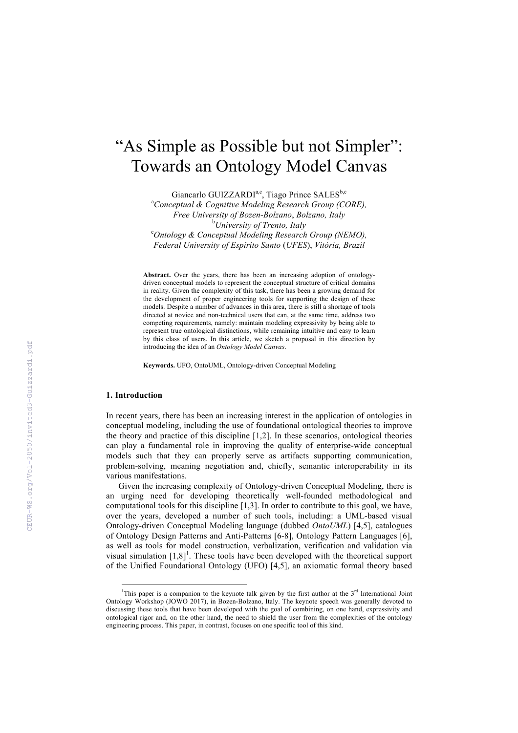# "As Simple as Possible but not Simpler": Towards an Ontology Model Canvas

Giancarlo GUIZZARDI[a,c], Tiago Prince SALES[b,c]

[a] *Conceptual & Cognitive Modeling Research Group (CORE), Free University of Bozen-Bolzano, Bolzano, Italy*

[b] *University of Trento, Italy*

[c] *Ontology & Conceptual Modeling Research Group (NEMO), Federal University of Espírito Santo (UFES), Vitória, Brazil*

**Abstract.** Over the years, there has been an increasing adoption of ontology-driven conceptual models to represent the conceptual structure of critical domains in reality. Given the complexity of this task, there has been a growing demand for the development of proper engineering tools for supporting the design of these models. Despite a number of advances in this area, there is still a shortage of tools directed at novice and non-technical users that can, at the same time, address two competing requirements, namely: maintain modeling expressivity by being able to represent true ontological distinctions, while remaining intuitive and easy to learn by this class of users. In this article, we sketch a proposal in this direction by introducing the idea of an *Ontology Model Canvas*.

**Keywords.** UFO, OntoUML, Ontology-driven Conceptual Modeling

## 1. Introduction

In recent years, there has been an increasing interest in the application of ontologies in conceptual modeling, including the use of foundational ontological theories to improve the theory and practice of this discipline [1,2]. In these scenarios, ontological theories can play a fundamental role in improving the quality of enterprise-wide conceptual models such that they can properly serve as artifacts supporting communication, problem-solving, meaning negotiation and, chiefly, semantic interoperability in its various manifestations.

Given the increasing complexity of Ontology-driven Conceptual Modeling, there is an urging need for developing theoretically well-founded methodological and computational tools for this discipline [1,3]. In order to contribute to this goal, we have, over the years, developed a number of such tools, including: a UML-based visual Ontology-driven Conceptual Modeling language (dubbed *OntoUML*) [4,5], catalogues of Ontology Design Patterns and Anti-Patterns [6-8], Ontology Pattern Languages [6], as well as tools for model construction, verbalization, verification and validation via visual simulation [1,8][1]. These tools have been developed with the theoretical support of the Unified Foundational Ontology (UFO) [4,5], an axiomatic formal theory based

[1] This paper is a companion to the keynote talk given by the first author at the 3rd International Joint Ontology Workshop (JOWO 2017), in Bozen-Bolzano, Italy. The keynote speech was generally devoted to discussing these tools that have been developed with the goal of combining, on one hand, expressivity and ontological rigor and, on the other hand, the need to shield the user from the complexities of the ontology engineering process. This paper, in contrast, focuses on one specific tool of this kind.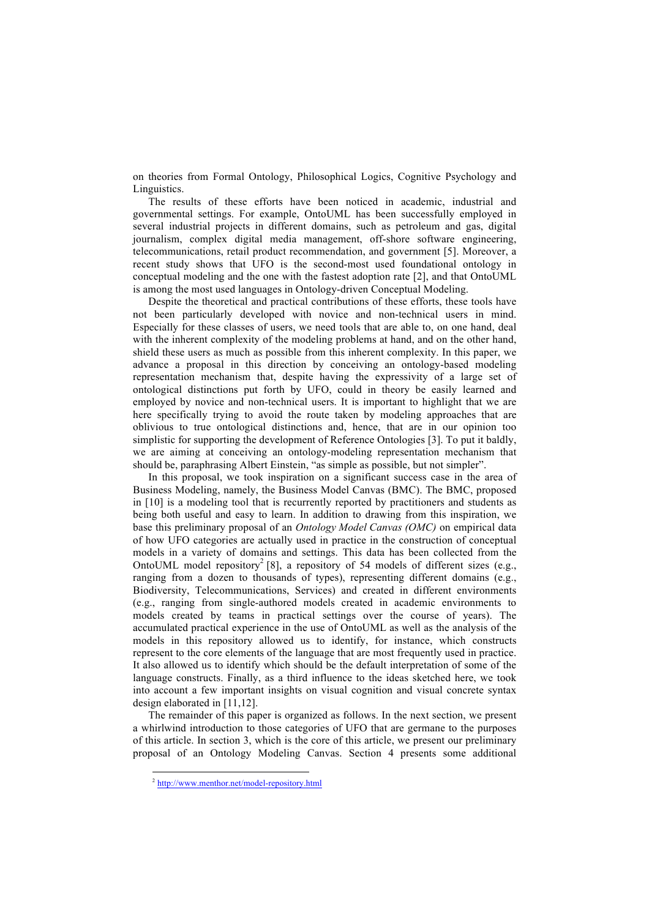on theories from Formal Ontology, Philosophical Logics, Cognitive Psychology and Linguistics.

The results of these efforts have been noticed in academic, industrial and governmental settings. For example, OntoUML has been successfully employed in several industrial projects in different domains, such as petroleum and gas, digital journalism, complex digital media management, off-shore software engineering, telecommunications, retail product recommendation, and government [5]. Moreover, a recent study shows that UFO is the second-most used foundational ontology in conceptual modeling and the one with the fastest adoption rate [2], and that OntoUML is among the most used languages in Ontology-driven Conceptual Modeling.

Despite the theoretical and practical contributions of these efforts, these tools have not been particularly developed with novice and non-technical users in mind. Especially for these classes of users, we need tools that are able to, on one hand, deal with the inherent complexity of the modeling problems at hand, and on the other hand, shield these users as much as possible from this inherent complexity. In this paper, we advance a proposal in this direction by conceiving an ontology-based modeling representation mechanism that, despite having the expressivity of a large set of ontological distinctions put forth by UFO, could in theory be easily learned and employed by novice and non-technical users. It is important to highlight that we are here specifically trying to avoid the route taken by modeling approaches that are oblivious to true ontological distinctions and, hence, that are in our opinion too simplistic for supporting the development of Reference Ontologies [3]. To put it baldly, we are aiming at conceiving an ontology-modeling representation mechanism that should be, paraphrasing Albert Einstein, "as simple as possible, but not simpler".

In this proposal, we took inspiration on a significant success case in the area of Business Modeling, namely, the Business Model Canvas (BMC). The BMC, proposed in [10] is a modeling tool that is recurrently reported by practitioners and students as being both useful and easy to learn. In addition to drawing from this inspiration, we base this preliminary proposal of an *Ontology Model Canvas (OMC)* on empirical data of how UFO categories are actually used in practice in the construction of conceptual models in a variety of domains and settings. This data has been collected from the OntoUML model repository[2] [8], a repository of 54 models of different sizes (e.g., ranging from a dozen to thousands of types), representing different domains (e.g., Biodiversity, Telecommunications, Services) and created in different environments (e.g., ranging from single-authored models created in academic environments to models created by teams in practical settings over the course of years). The accumulated practical experience in the use of OntoUML as well as the analysis of the models in this repository allowed us to identify, for instance, which constructs represent to the core elements of the language that are most frequently used in practice. It also allowed us to identify which should be the default interpretation of some of the language constructs. Finally, as a third influence to the ideas sketched here, we took into account a few important insights on visual cognition and visual concrete syntax design elaborated in [11,12].

The remainder of this paper is organized as follows. In the next section, we present a whirlwind introduction to those categories of UFO that are germane to the purposes of this article. In section 3, which is the core of this article, we present our preliminary proposal of an Ontology Modeling Canvas. Section 4 presents some additional

[2] http://www.menthor.net/model-repository.html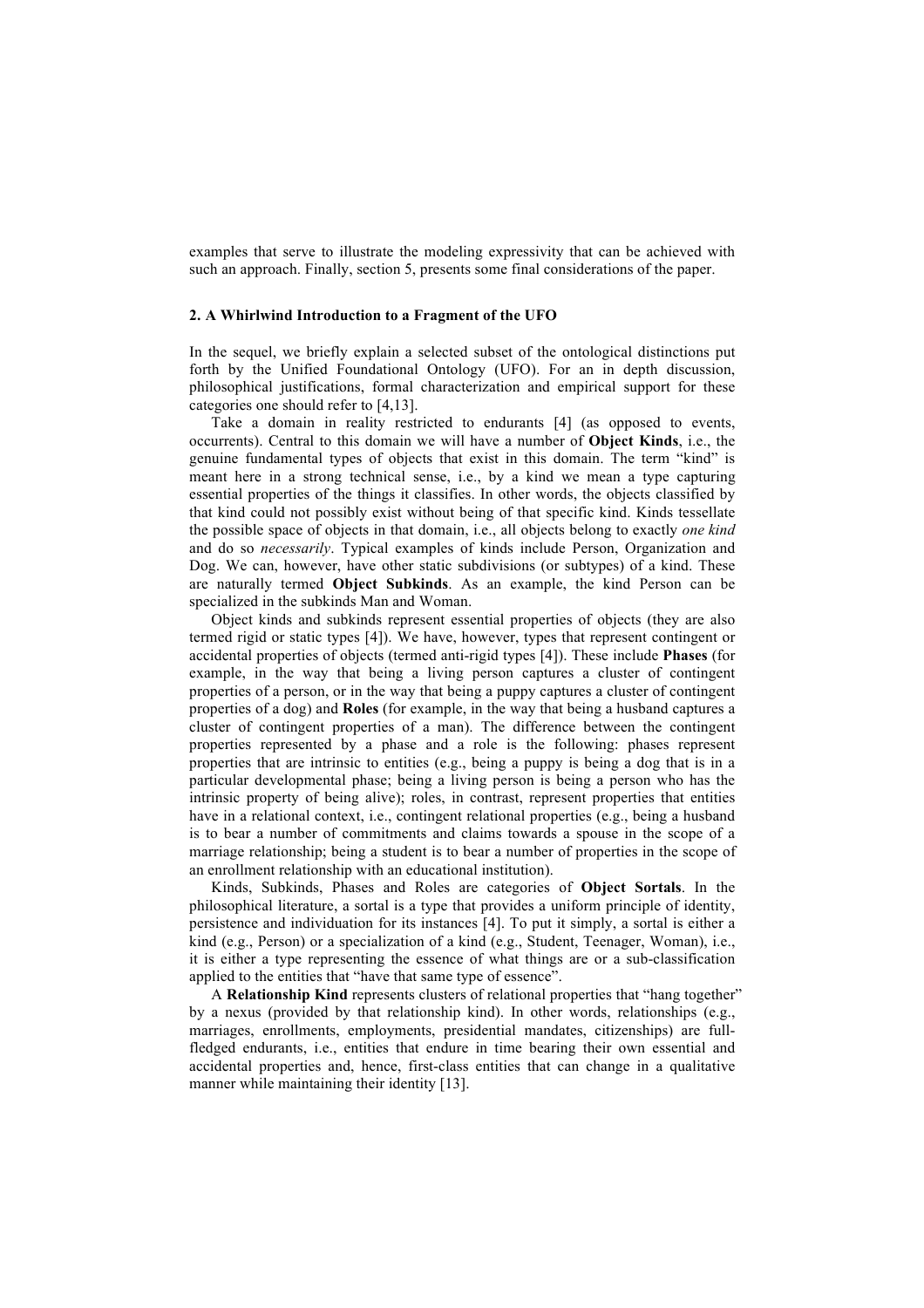examples that serve to illustrate the modeling expressivity that can be achieved with such an approach. Finally, section 5, presents some final considerations of the paper.

## 2. A Whirlwind Introduction to a Fragment of the UFO

In the sequel, we briefly explain a selected subset of the ontological distinctions put forth by the Unified Foundational Ontology (UFO). For an in depth discussion, philosophical justifications, formal characterization and empirical support for these categories one should refer to [4,13].

Take a domain in reality restricted to endurants [4] (as opposed to events, occurrents). Central to this domain we will have a number of **Object Kinds**, i.e., the genuine fundamental types of objects that exist in this domain. The term "kind" is meant here in a strong technical sense, i.e., by a kind we mean a type capturing essential properties of the things it classifies. In other words, the objects classified by that kind could not possibly exist without being of that specific kind. Kinds tessellate the possible space of objects in that domain, i.e., all objects belong to exactly *one kind* and do so *necessarily*. Typical examples of kinds include Person, Organization and Dog. We can, however, have other static subdivisions (or subtypes) of a kind. These are naturally termed **Object Subkinds**. As an example, the kind Person can be specialized in the subkinds Man and Woman.

Object kinds and subkinds represent essential properties of objects (they are also termed rigid or static types [4]). We have, however, types that represent contingent or accidental properties of objects (termed anti-rigid types [4]). These include **Phases** (for example, in the way that being a living person captures a cluster of contingent properties of a person, or in the way that being a puppy captures a cluster of contingent properties of a dog) and **Roles** (for example, in the way that being a husband captures a cluster of contingent properties of a man). The difference between the contingent properties represented by a phase and a role is the following: phases represent properties that are intrinsic to entities (e.g., being a puppy is being a dog that is in a particular developmental phase; being a living person is being a person who has the intrinsic property of being alive); roles, in contrast, represent properties that entities have in a relational context, i.e., contingent relational properties (e.g., being a husband is to bear a number of commitments and claims towards a spouse in the scope of a marriage relationship; being a student is to bear a number of properties in the scope of an enrollment relationship with an educational institution).

Kinds, Subkinds, Phases and Roles are categories of **Object Sortals**. In the philosophical literature, a sortal is a type that provides a uniform principle of identity, persistence and individuation for its instances [4]. To put it simply, a sortal is either a kind (e.g., Person) or a specialization of a kind (e.g., Student, Teenager, Woman), i.e., it is either a type representing the essence of what things are or a sub-classification applied to the entities that "have that same type of essence".

A **Relationship Kind** represents clusters of relational properties that "hang together" by a nexus (provided by that relationship kind). In other words, relationships (e.g., marriages, enrollments, employments, presidential mandates, citizenships) are full-fledged endurants, i.e., entities that endure in time bearing their own essential and accidental properties and, hence, first-class entities that can change in a qualitative manner while maintaining their identity [13].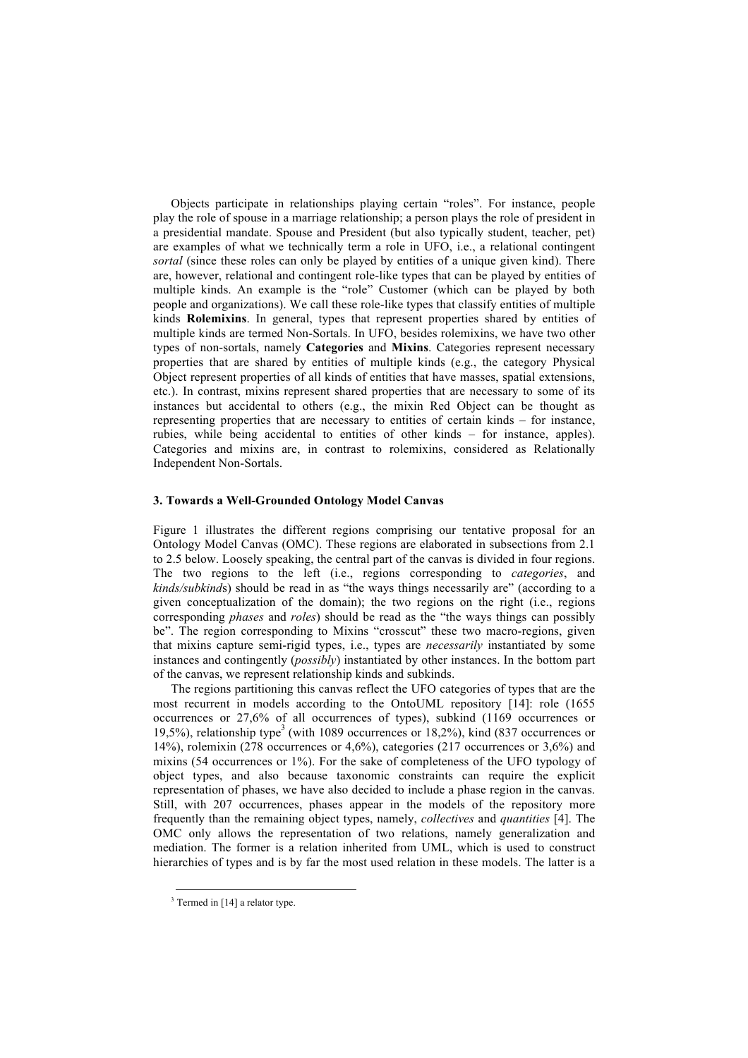Objects participate in relationships playing certain "roles". For instance, people play the role of spouse in a marriage relationship; a person plays the role of president in a presidential mandate. Spouse and President (but also typically student, teacher, pet) are examples of what we technically term a role in UFO, i.e., a relational contingent *sortal* (since these roles can only be played by entities of a unique given kind). There are, however, relational and contingent role-like types that can be played by entities of multiple kinds. An example is the "role" Customer (which can be played by both people and organizations). We call these role-like types that classify entities of multiple kinds **Rolemixins**. In general, types that represent properties shared by entities of multiple kinds are termed Non-Sortals. In UFO, besides rolemixins, we have two other types of non-sortals, namely **Categories** and **Mixins**. Categories represent necessary properties that are shared by entities of multiple kinds (e.g., the category Physical Object represent properties of all kinds of entities that have masses, spatial extensions, etc.). In contrast, mixins represent shared properties that are necessary to some of its instances but accidental to others (e.g., the mixin Red Object can be thought as representing properties that are necessary to entities of certain kinds – for instance, rubies, while being accidental to entities of other kinds – for instance, apples). Categories and mixins are, in contrast to rolemixins, considered as Relationally Independent Non-Sortals.

### 3. Towards a Well-Grounded Ontology Model Canvas

Figure 1 illustrates the different regions comprising our tentative proposal for an Ontology Model Canvas (OMC). These regions are elaborated in subsections from 2.1 to 2.5 below. Loosely speaking, the central part of the canvas is divided in four regions. The two regions to the left (i.e., regions corresponding to *categories*, and *kinds/subkinds*) should be read in as "the ways things necessarily are" (according to a given conceptualization of the domain); the two regions on the right (i.e., regions corresponding *phases* and *roles*) should be read as the "the ways things can possibly be". The region corresponding to Mixins "crosscut" these two macro-regions, given that mixins capture semi-rigid types, i.e., types are *necessarily* instantiated by some instances and contingently (*possibly*) instantiated by other instances. In the bottom part of the canvas, we represent relationship kinds and subkinds.

The regions partitioning this canvas reflect the UFO categories of types that are the most recurrent in models according to the OntoUML repository [14]: role (1655 occurrences or 27,6% of all occurrences of types), subkind (1169 occurrences or 19,5%), relationship type[3] (with 1089 occurrences or 18,2%), kind (837 occurrences or 14%), rolemixin (278 occurrences or 4,6%), categories (217 occurrences or 3,6%) and mixins (54 occurrences or 1%). For the sake of completeness of the UFO typology of object types, and also because taxonomic constraints can require the explicit representation of phases, we have also decided to include a phase region in the canvas. Still, with 207 occurrences, phases appear in the models of the repository more frequently than the remaining object types, namely, *collectives* and *quantities* [4]. The OMC only allows the representation of two relations, namely generalization and mediation. The former is a relation inherited from UML, which is used to construct hierarchies of types and is by far the most used relation in these models. The latter is a

[3] Termed in [14] a relator type.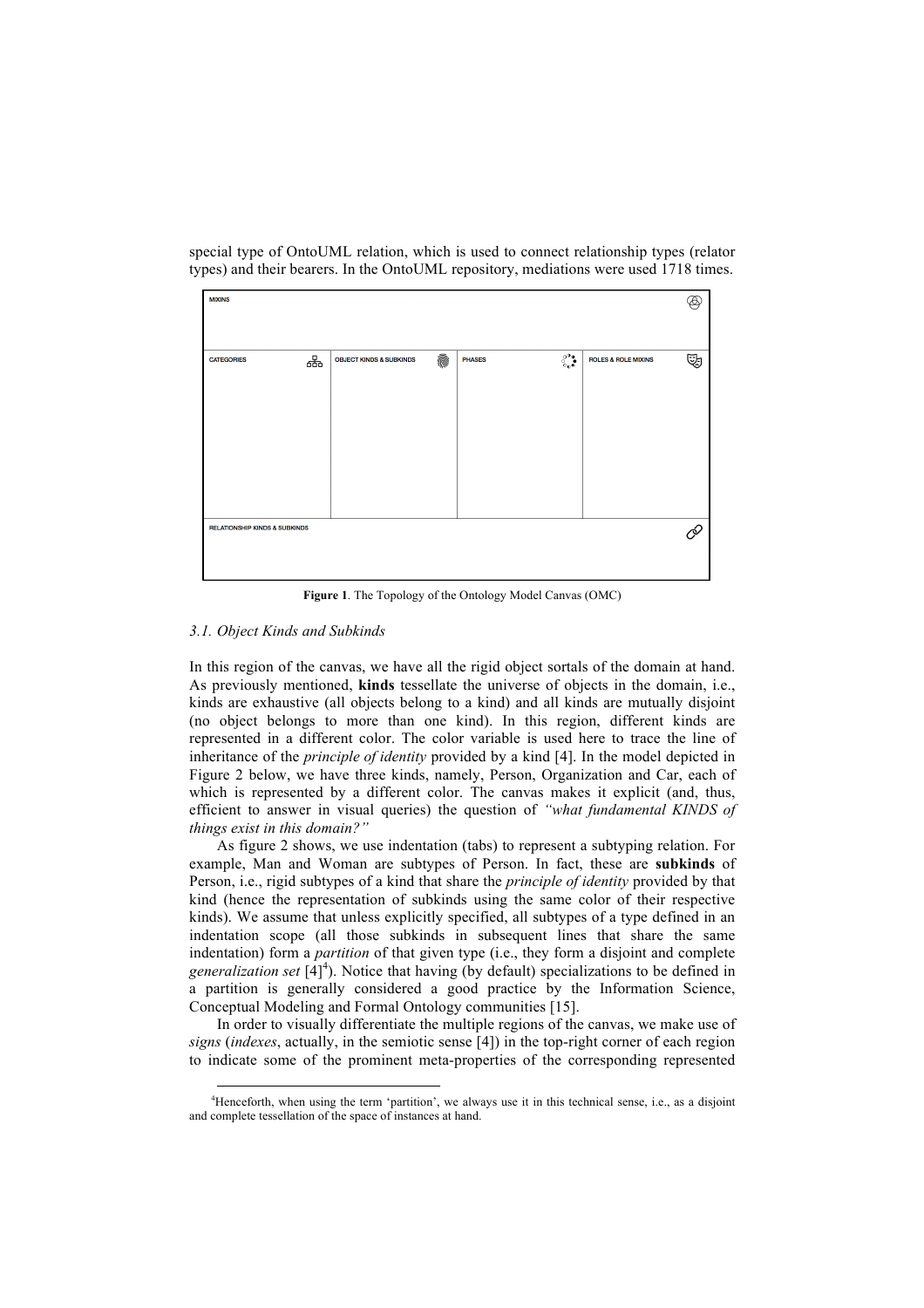special type of OntoUML relation, which is used to connect relationship types (relator types) and their bearers. In the OntoUML repository, mediations were used 1718 times.

| MIXINS | | | |
|---|---|---|---|
| CATEGORIES | OBJECT KINDS & SUBKINDS | PHASES | ROLES & ROLE MIXINS |
| RELATIONSHIP KINDS & SUBKINDS | | | |

**Figure 1**. The Topology of the Ontology Model Canvas (OMC)

### *3.1. Object Kinds and Subkinds*

In this region of the canvas, we have all the rigid object sortals of the domain at hand. As previously mentioned, **kinds** tessellate the universe of objects in the domain, i.e., kinds are exhaustive (all objects belong to a kind) and all kinds are mutually disjoint (no object belongs to more than one kind). In this region, different kinds are represented in a different color. The color variable is used here to trace the line of inheritance of the *principle of identity* provided by a kind [4]. In the model depicted in Figure 2 below, we have three kinds, namely, Person, Organization and Car, each of which is represented by a different color. The canvas makes it explicit (and, thus, efficient to answer in visual queries) the question of *"what fundamental KINDS of things exist in this domain?"*

As figure 2 shows, we use indentation (tabs) to represent a subtyping relation. For example, Man and Woman are subtypes of Person. In fact, these are **subkinds** of Person, i.e., rigid subtypes of a kind that share the *principle of identity* provided by that kind (hence the representation of subkinds using the same color of their respective kinds). We assume that unless explicitly specified, all subtypes of a type defined in an indentation scope (all those subkinds in subsequent lines that share the same indentation) form a *partition* of that given type (i.e., they form a disjoint and complete *generalization set* [4][4]). Notice that having (by default) specializations to be defined in a partition is generally considered a good practice by the Information Science, Conceptual Modeling and Formal Ontology communities [15].

In order to visually differentiate the multiple regions of the canvas, we make use of *signs* (*indexes*, actually, in the semiotic sense [4]) in the top-right corner of each region to indicate some of the prominent meta-properties of the corresponding represented

[4]Henceforth, when using the term 'partition', we always use it in this technical sense, i.e., as a disjoint and complete tessellation of the space of instances at hand.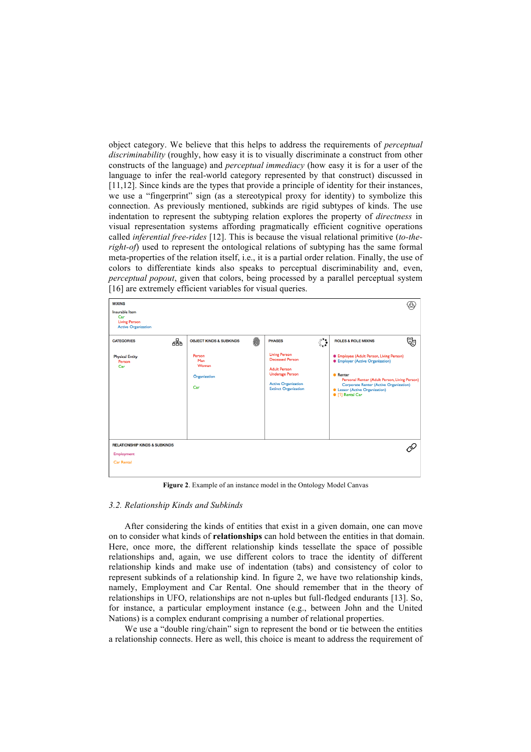object category. We believe that this helps to address the requirements of *perceptual discriminability* (roughly, how easy it is to visually discriminate a construct from other constructs of the language) and *perceptual immediacy* (how easy it is for a user of the language to infer the real-world category represented by that construct) discussed in [11,12]. Since kinds are the types that provide a principle of identity for their instances, we use a "fingerprint" sign (as a stereotypical proxy for identity) to symbolize this connection. As previously mentioned, subkinds are rigid subtypes of kinds. The use indentation to represent the subtyping relation explores the property of *directness* in visual representation systems affording pragmatically efficient cognitive operations called *inferential free-rides* [12]. This is because the visual relational primitive (*to-the-right-of*) used to represent the ontological relations of subtyping has the same formal meta-properties of the relation itself, i.e., it is a partial order relation. Finally, the use of colors to differentiate kinds also speaks to perceptual discriminability and, even, *perceptual popout*, given that colors, being processed by a parallel perceptual system [16] are extremely efficient variables for visual queries.

MIXINS
- Insurable Item
  - Car
  - Living Person
  - Active Organization

| CATEGORIES | OBJECT KINDS & SUBKINDS | PHASES | ROLES & ROLE MIXINS |
|---|---|---|---|
| Physical Entity<br>  Person<br>  Car | Person<br>  Man<br>  Woman<br><br>Organization<br><br>Car | Living Person<br>Deceased Person<br><br>Adult Person<br>Underage Person<br><br>Active Organization<br>Extinct Organization | ● Employee (Adult Person, Living Person)<br>● Employer (Active Organization)<br><br>● Renter<br>  Personal Renter (Adult Person, Living Person)<br>  Corporate Renter (Active Organization)<br>● Lessor (Active Organization)<br>● [1] Rental Car |

RELATIONSHIP KINDS & SUBKINDS
- Employment
- Car Rental

**Figure 2**. Example of an instance model in the Ontology Model Canvas

### *3.2. Relationship Kinds and Subkinds*

After considering the kinds of entities that exist in a given domain, one can move on to consider what kinds of **relationships** can hold between the entities in that domain. Here, once more, the different relationship kinds tessellate the space of possible relationships and, again, we use different colors to trace the identity of different relationship kinds and make use of indentation (tabs) and consistency of color to represent subkinds of a relationship kind. In figure 2, we have two relationship kinds, namely, Employment and Car Rental. One should remember that in the theory of relationships in UFO, relationships are not n-uples but full-fledged endurants [13]. So, for instance, a particular employment instance (e.g., between John and the United Nations) is a complex endurant comprising a number of relational properties.

We use a "double ring/chain" sign to represent the bond or tie between the entities a relationship connects. Here as well, this choice is meant to address the requirement of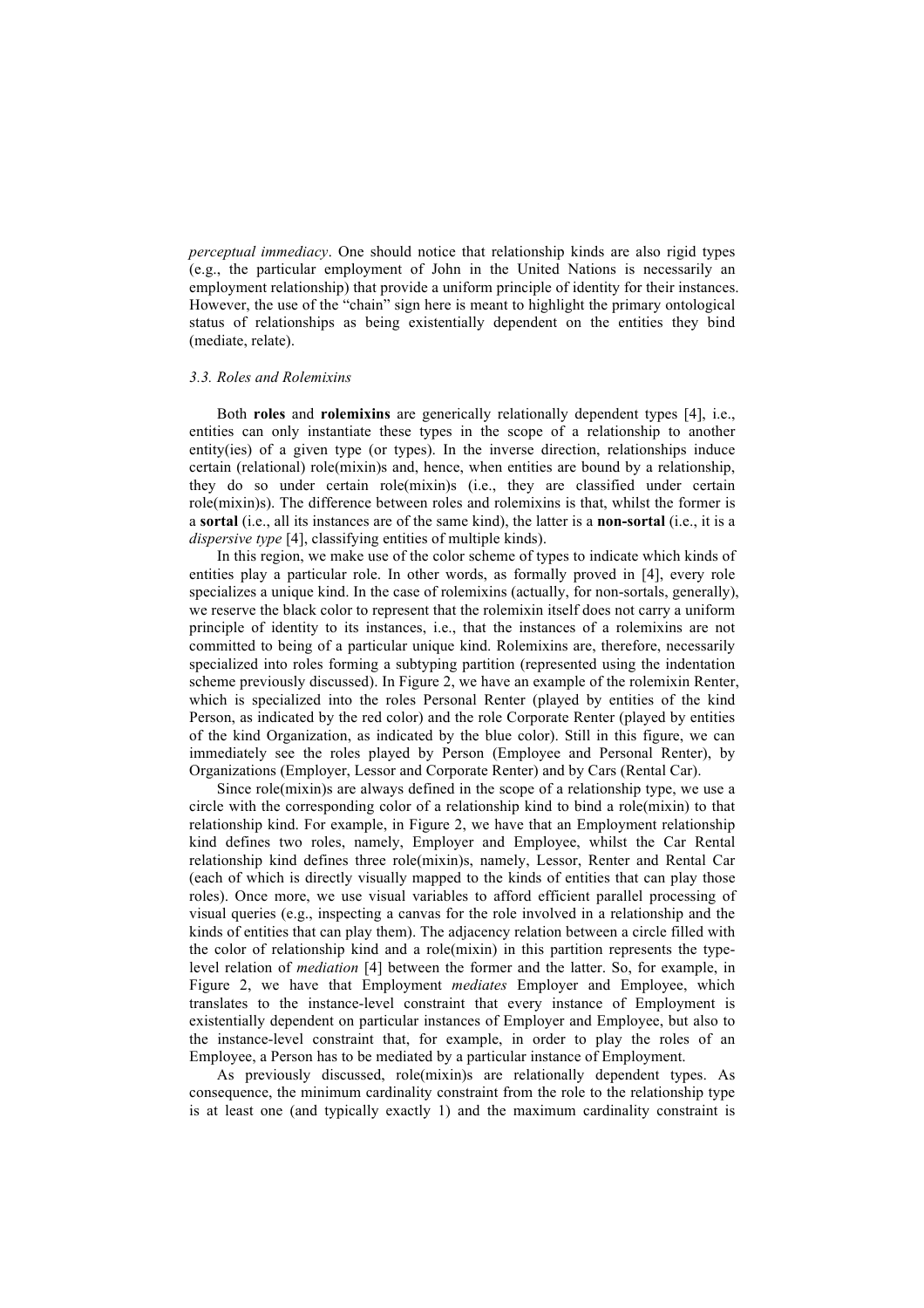*perceptual immediacy*. One should notice that relationship kinds are also rigid types (e.g., the particular employment of John in the United Nations is necessarily an employment relationship) that provide a uniform principle of identity for their instances. However, the use of the "chain" sign here is meant to highlight the primary ontological status of relationships as being existentially dependent on the entities they bind (mediate, relate).

### *3.3. Roles and Rolemixins*

Both **roles** and **rolemixins** are generically relationally dependent types [4], i.e., entities can only instantiate these types in the scope of a relationship to another entity(ies) of a given type (or types). In the inverse direction, relationships induce certain (relational) role(mixin)s and, hence, when entities are bound by a relationship, they do so under certain role(mixin)s (i.e., they are classified under certain role(mixin)s). The difference between roles and rolemixins is that, whilst the former is a **sortal** (i.e., all its instances are of the same kind), the latter is a **non-sortal** (i.e., it is a *dispersive type* [4], classifying entities of multiple kinds).

In this region, we make use of the color scheme of types to indicate which kinds of entities play a particular role. In other words, as formally proved in [4], every role specializes a unique kind. In the case of rolemixins (actually, for non-sortals, generally), we reserve the black color to represent that the rolemixin itself does not carry a uniform principle of identity to its instances, i.e., that the instances of a rolemixins are not committed to being of a particular unique kind. Rolemixins are, therefore, necessarily specialized into roles forming a subtyping partition (represented using the indentation scheme previously discussed). In Figure 2, we have an example of the rolemixin Renter, which is specialized into the roles Personal Renter (played by entities of the kind Person, as indicated by the red color) and the role Corporate Renter (played by entities of the kind Organization, as indicated by the blue color). Still in this figure, we can immediately see the roles played by Person (Employee and Personal Renter), by Organizations (Employer, Lessor and Corporate Renter) and by Cars (Rental Car).

Since role(mixin)s are always defined in the scope of a relationship type, we use a circle with the corresponding color of a relationship kind to bind a role(mixin) to that relationship kind. For example, in Figure 2, we have that an Employment relationship kind defines two roles, namely, Employer and Employee, whilst the Car Rental relationship kind defines three role(mixin)s, namely, Lessor, Renter and Rental Car (each of which is directly visually mapped to the kinds of entities that can play those roles). Once more, we use visual variables to afford efficient parallel processing of visual queries (e.g., inspecting a canvas for the role involved in a relationship and the kinds of entities that can play them). The adjacency relation between a circle filled with the color of relationship kind and a role(mixin) in this partition represents the type-level relation of *mediation* [4] between the former and the latter. So, for example, in Figure 2, we have that Employment *mediates* Employer and Employee, which translates to the instance-level constraint that every instance of Employment is existentially dependent on particular instances of Employer and Employee, but also to the instance-level constraint that, for example, in order to play the roles of an Employee, a Person has to be mediated by a particular instance of Employment.

As previously discussed, role(mixin)s are relationally dependent types. As consequence, the minimum cardinality constraint from the role to the relationship type is at least one (and typically exactly 1) and the maximum cardinality constraint is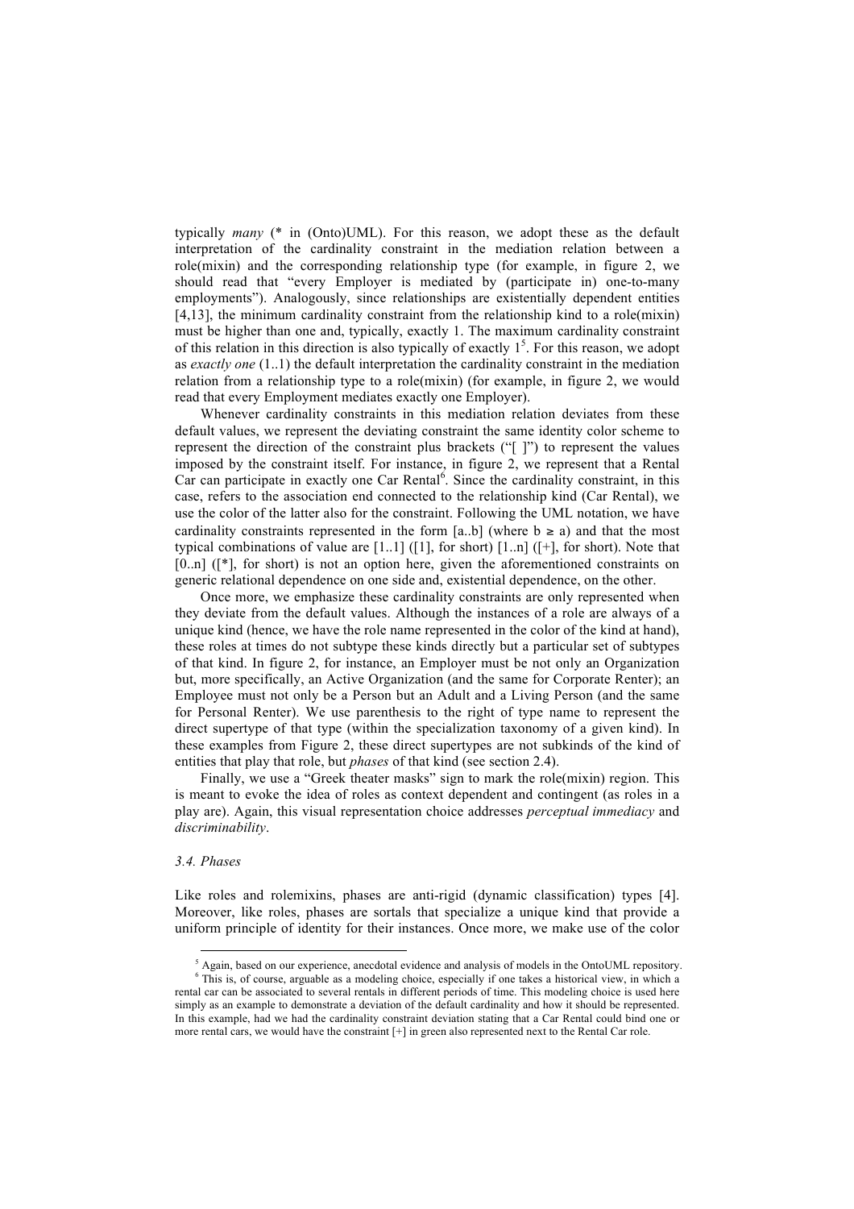typically *many* (* in (Onto)UML). For this reason, we adopt these as the default interpretation of the cardinality constraint in the mediation relation between a role(mixin) and the corresponding relationship type (for example, in figure 2, we should read that "every Employer is mediated by (participate in) one-to-many employments"). Analogously, since relationships are existentially dependent entities [4,13], the minimum cardinality constraint from the relationship kind to a role(mixin) must be higher than one and, typically, exactly 1. The maximum cardinality constraint of this relation in this direction is also typically of exactly 1[5]. For this reason, we adopt as *exactly one* (1..1) the default interpretation the cardinality constraint in the mediation relation from a relationship type to a role(mixin) (for example, in figure 2, we would read that every Employment mediates exactly one Employer).

Whenever cardinality constraints in this mediation relation deviates from these default values, we represent the deviating constraint the same identity color scheme to represent the direction of the constraint plus brackets ("[ ]") to represent the values imposed by the constraint itself. For instance, in figure 2, we represent that a Rental Car can participate in exactly one Car Rental[6]. Since the cardinality constraint, in this case, refers to the association end connected to the relationship kind (Car Rental), we use the color of the latter also for the constraint. Following the UML notation, we have cardinality constraints represented in the form [a..b] (where $b \geq a$) and that the most typical combinations of value are [1..1] ([1], for short) [1..n] ([+], for short). Note that [0..n] ([*], for short) is not an option here, given the aforementioned constraints on generic relational dependence on one side and, existential dependence, on the other.

Once more, we emphasize these cardinality constraints are only represented when they deviate from the default values. Although the instances of a role are always of a unique kind (hence, we have the role name represented in the color of the kind at hand), these roles at times do not subtype these kinds directly but a particular set of subtypes of that kind. In figure 2, for instance, an Employer must be not only an Organization but, more specifically, an Active Organization (and the same for Corporate Renter); an Employee must not only be a Person but an Adult and a Living Person (and the same for Personal Renter). We use parenthesis to the right of type name to represent the direct supertype of that type (within the specialization taxonomy of a given kind). In these examples from Figure 2, these direct supertypes are not subkinds of the kind of entities that play that role, but *phases* of that kind (see section 2.4).

Finally, we use a "Greek theater masks" sign to mark the role(mixin) region. This is meant to evoke the idea of roles as context dependent and contingent (as roles in a play are). Again, this visual representation choice addresses *perceptual immediacy* and *discriminability*.

### *3.4. Phases*

Like roles and rolemixins, phases are anti-rigid (dynamic classification) types [4]. Moreover, like roles, phases are sortals that specialize a unique kind that provide a uniform principle of identity for their instances. Once more, we make use of the color

---

[5] Again, based on our experience, anecdotal evidence and analysis of models in the OntoUML repository.

[6] This is, of course, arguable as a modeling choice, especially if one takes a historical view, in which a rental car can be associated to several rentals in different periods of time. This modeling choice is used here simply as an example to demonstrate a deviation of the default cardinality and how it should be represented. In this example, had we had the cardinality constraint deviation stating that a Car Rental could bind one or more rental cars, we would have the constraint [+] in green also represented next to the Rental Car role.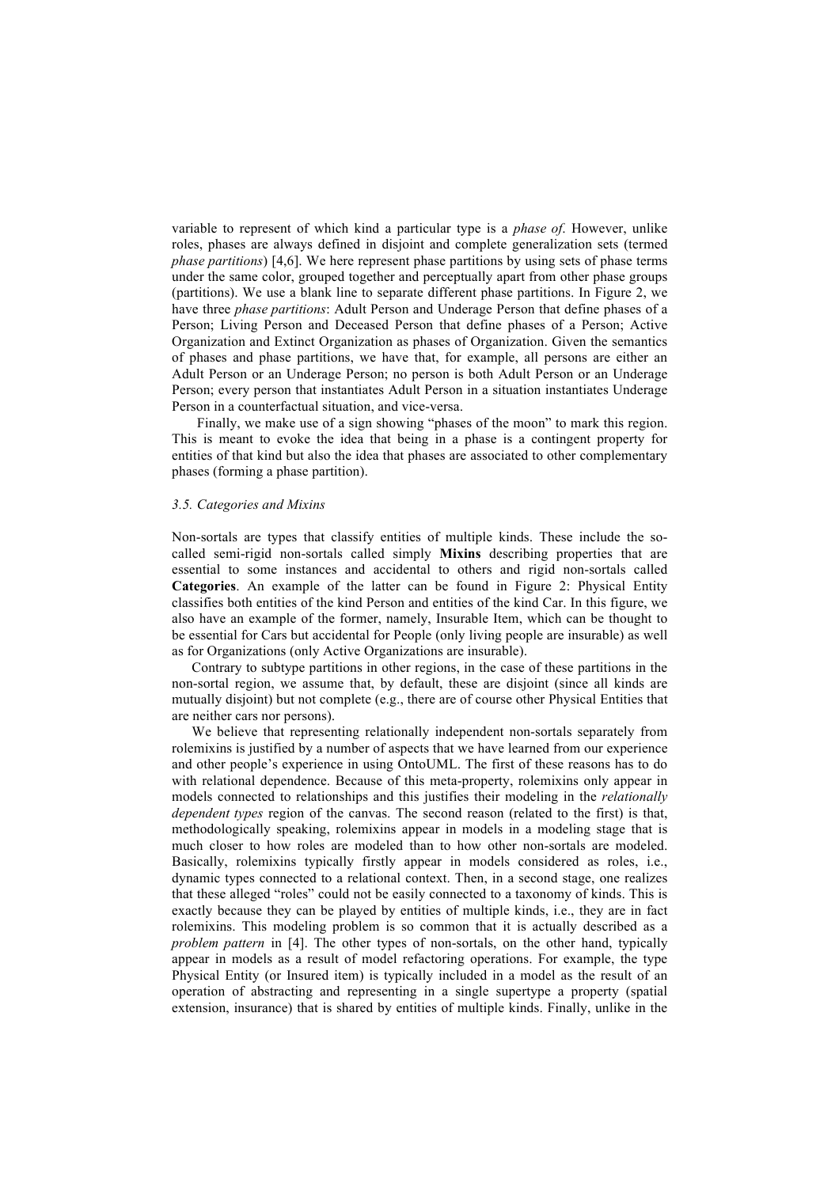variable to represent of which kind a particular type is a *phase of*. However, unlike roles, phases are always defined in disjoint and complete generalization sets (termed *phase partitions*) [4,6]. We here represent phase partitions by using sets of phase terms under the same color, grouped together and perceptually apart from other phase groups (partitions). We use a blank line to separate different phase partitions. In Figure 2, we have three *phase partitions*: Adult Person and Underage Person that define phases of a Person; Living Person and Deceased Person that define phases of a Person; Active Organization and Extinct Organization as phases of Organization. Given the semantics of phases and phase partitions, we have that, for example, all persons are either an Adult Person or an Underage Person; no person is both Adult Person or an Underage Person; every person that instantiates Adult Person in a situation instantiates Underage Person in a counterfactual situation, and vice-versa.

Finally, we make use of a sign showing "phases of the moon" to mark this region. This is meant to evoke the idea that being in a phase is a contingent property for entities of that kind but also the idea that phases are associated to other complementary phases (forming a phase partition).

### *3.5. Categories and Mixins*

Non-sortals are types that classify entities of multiple kinds. These include the so-called semi-rigid non-sortals called simply **Mixins** describing properties that are essential to some instances and accidental to others and rigid non-sortals called **Categories**. An example of the latter can be found in Figure 2: Physical Entity classifies both entities of the kind Person and entities of the kind Car. In this figure, we also have an example of the former, namely, Insurable Item, which can be thought to be essential for Cars but accidental for People (only living people are insurable) as well as for Organizations (only Active Organizations are insurable).

Contrary to subtype partitions in other regions, in the case of these partitions in the non-sortal region, we assume that, by default, these are disjoint (since all kinds are mutually disjoint) but not complete (e.g., there are of course other Physical Entities that are neither cars nor persons).

We believe that representing relationally independent non-sortals separately from rolemixins is justified by a number of aspects that we have learned from our experience and other people's experience in using OntoUML. The first of these reasons has to do with relational dependence. Because of this meta-property, rolemixins only appear in models connected to relationships and this justifies their modeling in the *relationally dependent types* region of the canvas. The second reason (related to the first) is that, methodologically speaking, rolemixins appear in models in a modeling stage that is much closer to how roles are modeled than to how other non-sortals are modeled. Basically, rolemixins typically firstly appear in models considered as roles, i.e., dynamic types connected to a relational context. Then, in a second stage, one realizes that these alleged "roles" could not be easily connected to a taxonomy of kinds. This is exactly because they can be played by entities of multiple kinds, i.e., they are in fact rolemixins. This modeling problem is so common that it is actually described as a *problem pattern* in [4]. The other types of non-sortals, on the other hand, typically appear in models as a result of model refactoring operations. For example, the type Physical Entity (or Insured item) is typically included in a model as the result of an operation of abstracting and representing in a single supertype a property (spatial extension, insurance) that is shared by entities of multiple kinds. Finally, unlike in the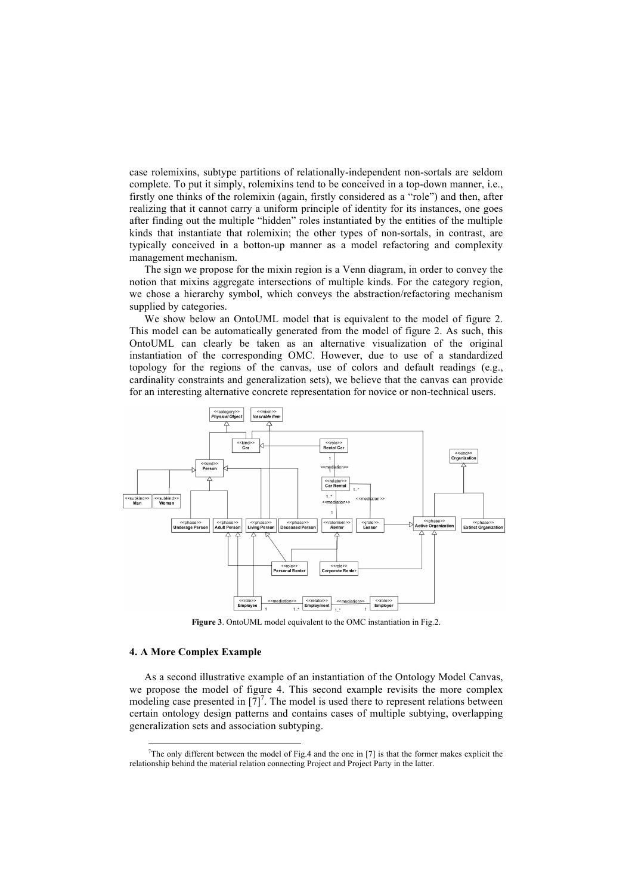case rolemixins, subtype partitions of relationally-independent non-sortals are seldom complete. To put it simply, rolemixins tend to be conceived in a top-down manner, i.e., firstly one thinks of the rolemixin (again, firstly considered as a "role") and then, after realizing that it cannot carry a uniform principle of identity for its instances, one goes after finding out the multiple "hidden" roles instantiated by the entities of the multiple kinds that instantiate that rolemixin; the other types of non-sortals, in contrast, are typically conceived in a botton-up manner as a model refactoring and complexity management mechanism.

The sign we propose for the mixin region is a Venn diagram, in order to convey the notion that mixins aggregate intersections of multiple kinds. For the category region, we chose a hierarchy symbol, which conveys the abstraction/refactoring mechanism supplied by categories.

We show below an OntoUML model that is equivalent to the model of figure 2. This model can be automatically generated from the model of figure 2. As such, this OntoUML can clearly be taken as an alternative visualization of the original instantiation of the corresponding OMC. However, due to use of a standardized topology for the regions of the canvas, use of colors and default readings (e.g., cardinality constraints and generalization sets), we believe that the canvas can provide for an interesting alternative concrete representation for novice or non-technical users.

**Figure 3**. OntoUML model equivalent to the OMC instantiation in Fig.2.

## 4. A More Complex Example

As a second illustrative example of an instantiation of the Ontology Model Canvas, we propose the model of figure 4. This second example revisits the more complex modeling case presented in [7][7]. The model is used there to represent relations between certain ontology design patterns and contains cases of multiple subtying, overlapping generalization sets and association subtyping.

[7]The only different between the model of Fig.4 and the one in [7] is that the former makes explicit the relationship behind the material relation connecting Project and Project Party in the latter.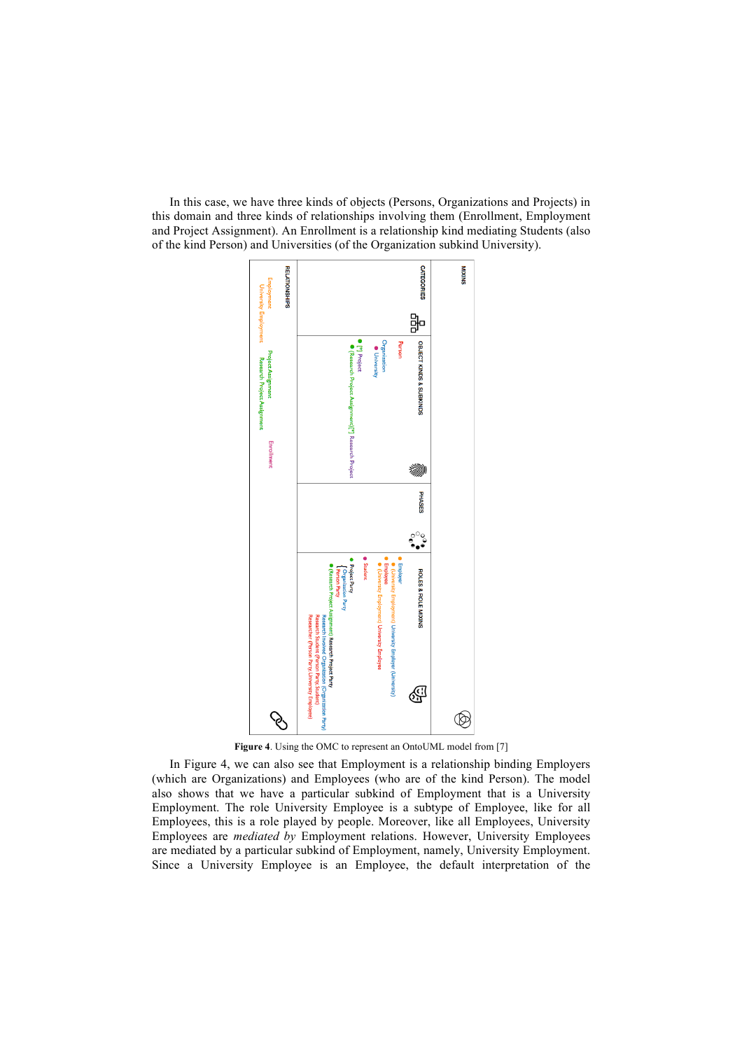In this case, we have three kinds of objects (Persons, Organizations and Projects) in this domain and three kinds of relationships involving them (Enrollment, Employment and Project Assignment). An Enrollment is a relationship kind mediating Students (also of the kind Person) and Universities (of the Organization subkind University).

**Figure 4**. Using the OMC to represent an OntoUML model from [7]

In Figure 4, we can also see that Employment is a relationship binding Employers (which are Organizations) and Employees (who are of the kind Person). The model also shows that we have a particular subkind of Employment that is a University Employment. The role University Employee is a subtype of Employee, like for all Employees, this is a role played by people. Moreover, like all Employees, University Employees are *mediated by* Employment relations. However, University Employees are mediated by a particular subkind of Employment, namely, University Employment. Since a University Employee is an Employee, the default interpretation of the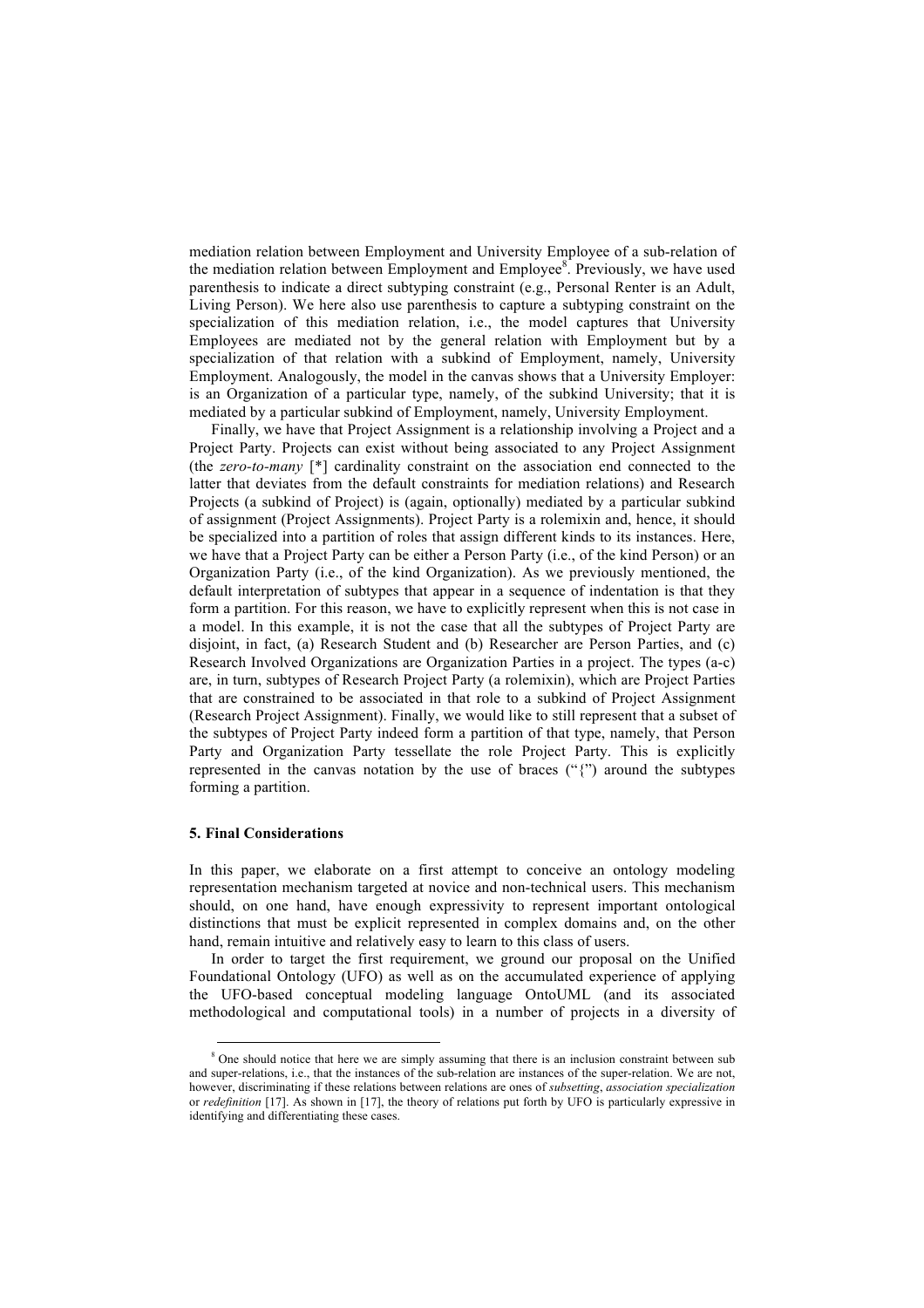mediation relation between Employment and University Employee of a sub-relation of the mediation relation between Employment and Employee[8]. Previously, we have used parenthesis to indicate a direct subtyping constraint (e.g., Personal Renter is an Adult, Living Person). We here also use parenthesis to capture a subtyping constraint on the specialization of this mediation relation, i.e., the model captures that University Employees are mediated not by the general relation with Employment but by a specialization of that relation with a subkind of Employment, namely, University Employment. Analogously, the model in the canvas shows that a University Employer: is an Organization of a particular type, namely, of the subkind University; that it is mediated by a particular subkind of Employment, namely, University Employment.

Finally, we have that Project Assignment is a relationship involving a Project and a Project Party. Projects can exist without being associated to any Project Assignment (the *zero-to-many* [*] cardinality constraint on the association end connected to the latter that deviates from the default constraints for mediation relations) and Research Projects (a subkind of Project) is (again, optionally) mediated by a particular subkind of assignment (Project Assignments). Project Party is a rolemixin and, hence, it should be specialized into a partition of roles that assign different kinds to its instances. Here, we have that a Project Party can be either a Person Party (i.e., of the kind Person) or an Organization Party (i.e., of the kind Organization). As we previously mentioned, the default interpretation of subtypes that appear in a sequence of indentation is that they form a partition. For this reason, we have to explicitly represent when this is not case in a model. In this example, it is not the case that all the subtypes of Project Party are disjoint, in fact, (a) Research Student and (b) Researcher are Person Parties, and (c) Research Involved Organizations are Organization Parties in a project. The types (a-c) are, in turn, subtypes of Research Project Party (a rolemixin), which are Project Parties that are constrained to be associated in that role to a subkind of Project Assignment (Research Project Assignment). Finally, we would like to still represent that a subset of the subtypes of Project Party indeed form a partition of that type, namely, that Person Party and Organization Party tessellate the role Project Party. This is explicitly represented in the canvas notation by the use of braces ("{") around the subtypes forming a partition.

## 5. Final Considerations

In this paper, we elaborate on a first attempt to conceive an ontology modeling representation mechanism targeted at novice and non-technical users. This mechanism should, on one hand, have enough expressivity to represent important ontological distinctions that must be explicit represented in complex domains and, on the other hand, remain intuitive and relatively easy to learn to this class of users.

In order to target the first requirement, we ground our proposal on the Unified Foundational Ontology (UFO) as well as on the accumulated experience of applying the UFO-based conceptual modeling language OntoUML (and its associated methodological and computational tools) in a number of projects in a diversity of

[8] One should notice that here we are simply assuming that there is an inclusion constraint between sub and super-relations, i.e., that the instances of the sub-relation are instances of the super-relation. We are not, however, discriminating if these relations between relations are ones of *subsetting*, *association specialization* or *redefinition* [17]. As shown in [17], the theory of relations put forth by UFO is particularly expressive in identifying and differentiating these cases.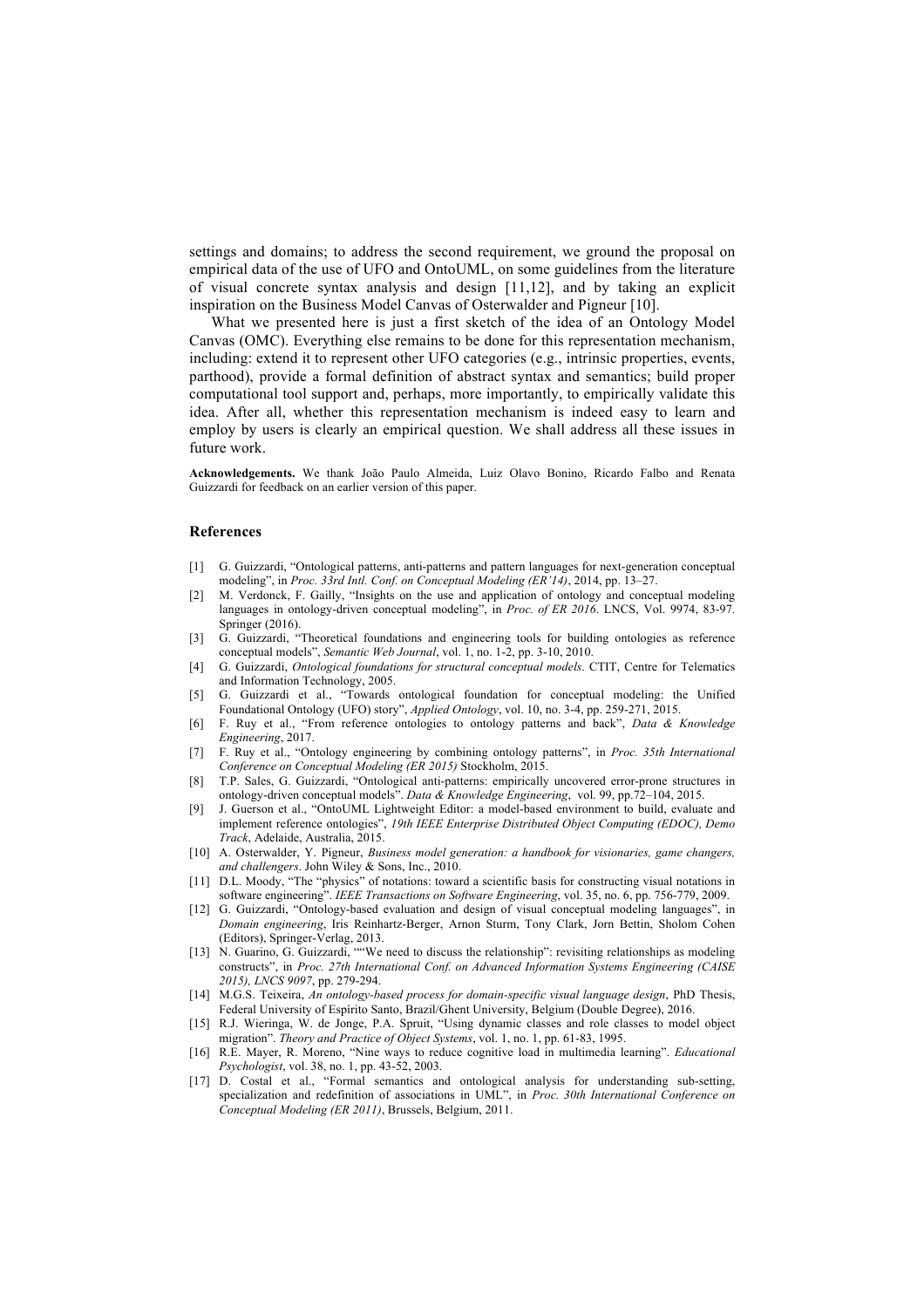settings and domains; to address the second requirement, we ground the proposal on empirical data of the use of UFO and OntoUML, on some guidelines from the literature of visual concrete syntax analysis and design [11,12], and by taking an explicit inspiration on the Business Model Canvas of Osterwalder and Pigneur [10].

What we presented here is just a first sketch of the idea of an Ontology Model Canvas (OMC). Everything else remains to be done for this representation mechanism, including: extend it to represent other UFO categories (e.g., intrinsic properties, events, parthood), provide a formal definition of abstract syntax and semantics; build proper computational tool support and, perhaps, more importantly, to empirically validate this idea. After all, whether this representation mechanism is indeed easy to learn and employ by users is clearly an empirical question. We shall address all these issues in future work.

**Acknowledgements.** We thank João Paulo Almeida, Luiz Olavo Bonino, Ricardo Falbo and Renata Guizzardi for feedback on an earlier version of this paper.

## References

[1] G. Guizzardi, "Ontological patterns, anti-patterns and pattern languages for next-generation conceptual modeling", in *Proc. 33rd Intl. Conf. on Conceptual Modeling (ER'14)*, 2014, pp. 13–27.

[2] M. Verdonck, F. Gailly, "Insights on the use and application of ontology and conceptual modeling languages in ontology-driven conceptual modeling", in *Proc. of ER 2016*. LNCS, Vol. 9974, 83-97. Springer (2016).

[3] G. Guizzardi, "Theoretical foundations and engineering tools for building ontologies as reference conceptual models", *Semantic Web Journal*, vol. 1, no. 1-2, pp. 3-10, 2010.

[4] G. Guizzardi, *Ontological foundations for structural conceptual models*. CTIT, Centre for Telematics and Information Technology, 2005.

[5] G. Guizzardi et al., "Towards ontological foundation for conceptual modeling: the Unified Foundational Ontology (UFO) story", *Applied Ontology*, vol. 10, no. 3-4, pp. 259-271, 2015.

[6] F. Ruy et al., "From reference ontologies to ontology patterns and back", *Data & Knowledge Engineering*, 2017.

[7] F. Ruy et al., "Ontology engineering by combining ontology patterns", in *Proc. 35th International Conference on Conceptual Modeling (ER 2015)* Stockholm, 2015.

[8] T.P. Sales, G. Guizzardi, "Ontological anti-patterns: empirically uncovered error-prone structures in ontology-driven conceptual models". *Data & Knowledge Engineering*, vol. 99, pp.72–104, 2015.

[9] J. Guerson et al., "OntoUML Lightweight Editor: a model-based environment to build, evaluate and implement reference ontologies", *19th IEEE Enterprise Distributed Object Computing (EDOC), Demo Track*, Adelaide, Australia, 2015.

[10] A. Osterwalder, Y. Pigneur, *Business model generation: a handbook for visionaries, game changers, and challengers*. John Wiley & Sons, Inc., 2010.

[11] D.L. Moody, "The "physics" of notations: toward a scientific basis for constructing visual notations in software engineering". *IEEE Transactions on Software Engineering*, vol. 35, no. 6, pp. 756-779, 2009.

[12] G. Guizzardi, "Ontology-based evaluation and design of visual conceptual modeling languages", in *Domain engineering*, Iris Reinhartz-Berger, Arnon Sturm, Tony Clark, Jorn Bettin, Sholom Cohen (Editors), Springer-Verlag, 2013.

[13] N. Guarino, G. Guizzardi, ""We need to discuss the relationship": revisiting relationships as modeling constructs", in *Proc. 27th International Conf. on Advanced Information Systems Engineering (CAISE 2015), LNCS 9097*, pp. 279-294.

[14] M.G.S. Teixeira, *An ontology-based process for domain-specific visual language design*, PhD Thesis, Federal University of Espírito Santo, Brazil/Ghent University, Belgium (Double Degree), 2016.

[15] R.J. Wieringa, W. de Jonge, P.A. Spruit, "Using dynamic classes and role classes to model object migration". *Theory and Practice of Object Systems*, vol. 1, no. 1, pp. 61-83, 1995.

[16] R.E. Mayer, R. Moreno, "Nine ways to reduce cognitive load in multimedia learning". *Educational Psychologist*, vol. 38, no. 1, pp. 43-52, 2003.

[17] D. Costal et al., "Formal semantics and ontological analysis for understanding sub-setting, specialization and redefinition of associations in UML", in *Proc. 30th International Conference on Conceptual Modeling (ER 2011)*, Brussels, Belgium, 2011.